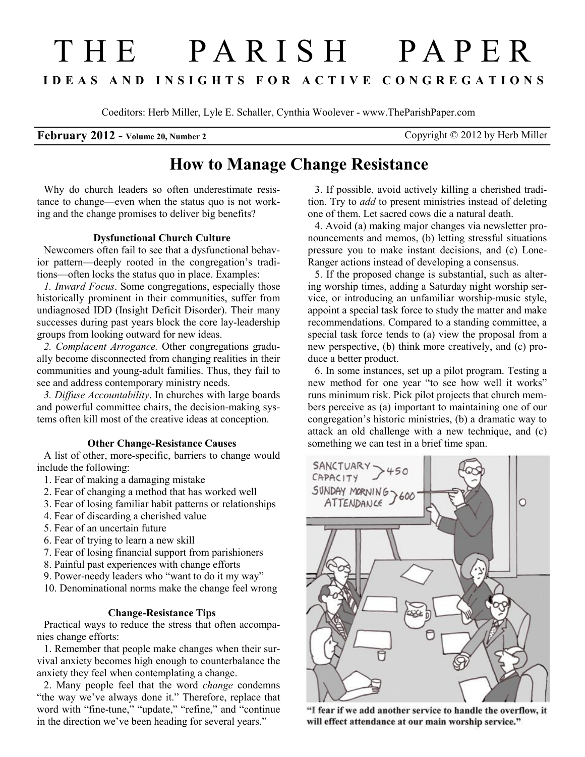# THE PARISH PAPER

**IDEAS AND INSIGHTS FOR ACTIVE CONGREGATIONS**

Coeditors: Herb Miller, Lyle E. Schaller, Cynthia Woolever - www.TheParishPaper.com

**February 2012 - Volume 20, Number 2** Copyright © 2012 by Herb Miller

## How to Manage Change Resistance

Why do church leaders so often underestimate resistance to change—even when the status quo is not working and the change promises to deliver big benefits?

### Dysfunctional Church Culture

Newcomers often fail to see that a dysfunctional behavior pattern—deeply rooted in the congregation's traditions—often locks the status quo in place. Examples:

*1. Inward Focus*. Some congregations, especially those historically prominent in their communities, suffer from undiagnosed IDD (Insight Deficit Disorder). Their many successes during past years block the core lay-leadership groups from looking outward for new ideas.

*2. Complacent Arrogance.* Other congregations gradually become disconnected from changing realities in their communities and young-adult families. Thus, they fail to see and address contemporary ministry needs.

*3. Diffuse Accountability*. In churches with large boards and powerful committee chairs, the decision-making systems often kill most of the creative ideas at conception.

### Other Change-Resistance Causes

A list of other, more-specific, barriers to change would include the following:

1. Fear of making a damaging mistake
2. Fear of changing a method that has worked well
3. Fear of losing familiar habit patterns or relationships
4. Fear of discarding a cherished value
5. Fear of an uncertain future
6. Fear of trying to learn a new skill
7. Fear of losing financial support from parishioners
8. Painful past experiences with change efforts
9. Power-needy leaders who "want to do it my way"
10. Denominational norms make the change feel wrong

### Change-Resistance Tips

Practical ways to reduce the stress that often accompanies change efforts:

1. Remember that people make changes when their survival anxiety becomes high enough to counterbalance the anxiety they feel when contemplating a change.

2. Many people feel that the word *change* condemns "the way we've always done it." Therefore, replace that word with "fine-tune," "update," "refine," and "continue in the direction we've been heading for several years."

3. If possible, avoid actively killing a cherished tradition. Try to *add* to present ministries instead of deleting one of them. Let sacred cows die a natural death.

4. Avoid (a) making major changes via newsletter pronouncements and memos, (b) letting stressful situations pressure you to make instant decisions, and (c) Lone-Ranger actions instead of developing a consensus.

5. If the proposed change is substantial, such as altering worship times, adding a Saturday night worship service, or introducing an unfamiliar worship-music style, appoint a special task force to study the matter and make recommendations. Compared to a standing committee, a special task force tends to (a) view the proposal from a new perspective, (b) think more creatively, and (c) produce a better product.

6. In some instances, set up a pilot program. Testing a new method for one year "to see how well it works" runs minimum risk. Pick pilot projects that church members perceive as (a) important to maintaining one of our congregation's historic ministries, (b) a dramatic way to attack an old challenge with a new technique, and (c) something we can test in a brief time span.

**"I fear if we add another service to handle the overflow, it will effect attendance at our main worship service."**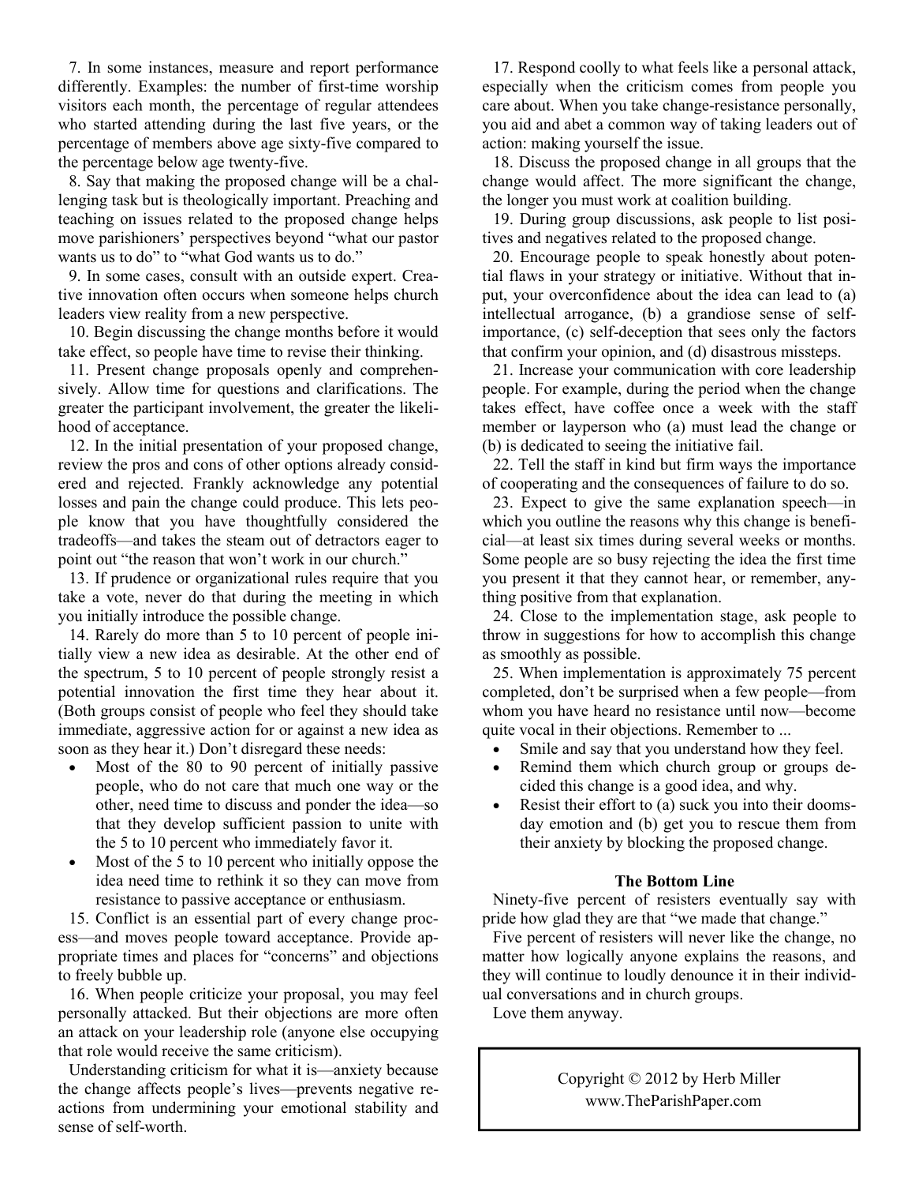7. In some instances, measure and report performance differently. Examples: the number of first-time worship visitors each month, the percentage of regular attendees who started attending during the last five years, or the percentage of members above age sixty-five compared to the percentage below age twenty-five.

8. Say that making the proposed change will be a challenging task but is theologically important. Preaching and teaching on issues related to the proposed change helps move parishioners' perspectives beyond "what our pastor wants us to do" to "what God wants us to do."

9. In some cases, consult with an outside expert. Creative innovation often occurs when someone helps church leaders view reality from a new perspective.

10. Begin discussing the change months before it would take effect, so people have time to revise their thinking.

11. Present change proposals openly and comprehensively. Allow time for questions and clarifications. The greater the participant involvement, the greater the likelihood of acceptance.

12. In the initial presentation of your proposed change, review the pros and cons of other options already considered and rejected. Frankly acknowledge any potential losses and pain the change could produce. This lets people know that you have thoughtfully considered the tradeoffs—and takes the steam out of detractors eager to point out "the reason that won't work in our church."

13. If prudence or organizational rules require that you take a vote, never do that during the meeting in which you initially introduce the possible change.

14. Rarely do more than 5 to 10 percent of people initially view a new idea as desirable. At the other end of the spectrum, 5 to 10 percent of people strongly resist a potential innovation the first time they hear about it. (Both groups consist of people who feel they should take immediate, aggressive action for or against a new idea as soon as they hear it.) Don't disregard these needs:

- Most of the 80 to 90 percent of initially passive people, who do not care that much one way or the other, need time to discuss and ponder the idea—so that they develop sufficient passion to unite with the 5 to 10 percent who immediately favor it.
- Most of the 5 to 10 percent who initially oppose the idea need time to rethink it so they can move from resistance to passive acceptance or enthusiasm.

15. Conflict is an essential part of every change process—and moves people toward acceptance. Provide appropriate times and places for "concerns" and objections to freely bubble up.

16. When people criticize your proposal, you may feel personally attacked. But their objections are more often an attack on your leadership role (anyone else occupying that role would receive the same criticism).

Understanding criticism for what it is—anxiety because the change affects people's lives—prevents negative reactions from undermining your emotional stability and sense of self-worth.

17. Respond coolly to what feels like a personal attack, especially when the criticism comes from people you care about. When you take change-resistance personally, you aid and abet a common way of taking leaders out of action: making yourself the issue.

18. Discuss the proposed change in all groups that the change would affect. The more significant the change, the longer you must work at coalition building.

19. During group discussions, ask people to list positives and negatives related to the proposed change.

20. Encourage people to speak honestly about potential flaws in your strategy or initiative. Without that input, your overconfidence about the idea can lead to (a) intellectual arrogance, (b) a grandiose sense of self-importance, (c) self-deception that sees only the factors that confirm your opinion, and (d) disastrous missteps.

21. Increase your communication with core leadership people. For example, during the period when the change takes effect, have coffee once a week with the staff member or layperson who (a) must lead the change or (b) is dedicated to seeing the initiative fail.

22. Tell the staff in kind but firm ways the importance of cooperating and the consequences of failure to do so.

23. Expect to give the same explanation speech—in which you outline the reasons why this change is beneficial—at least six times during several weeks or months. Some people are so busy rejecting the idea the first time you present it that they cannot hear, or remember, anything positive from that explanation.

24. Close to the implementation stage, ask people to throw in suggestions for how to accomplish this change as smoothly as possible.

25. When implementation is approximately 75 percent completed, don't be surprised when a few people—from whom you have heard no resistance until now—become quite vocal in their objections. Remember to ...

- Smile and say that you understand how they feel.
- Remind them which church group or groups decided this change is a good idea, and why.
- Resist their effort to (a) suck you into their doomsday emotion and (b) get you to rescue them from their anxiety by blocking the proposed change.

**The Bottom Line**

Ninety-five percent of resisters eventually say with pride how glad they are that "we made that change."

Five percent of resisters will never like the change, no matter how logically anyone explains the reasons, and they will continue to loudly denounce it in their individual conversations and in church groups.

Love them anyway.

Copyright © 2012 by Herb Miller
www.TheParishPaper.com